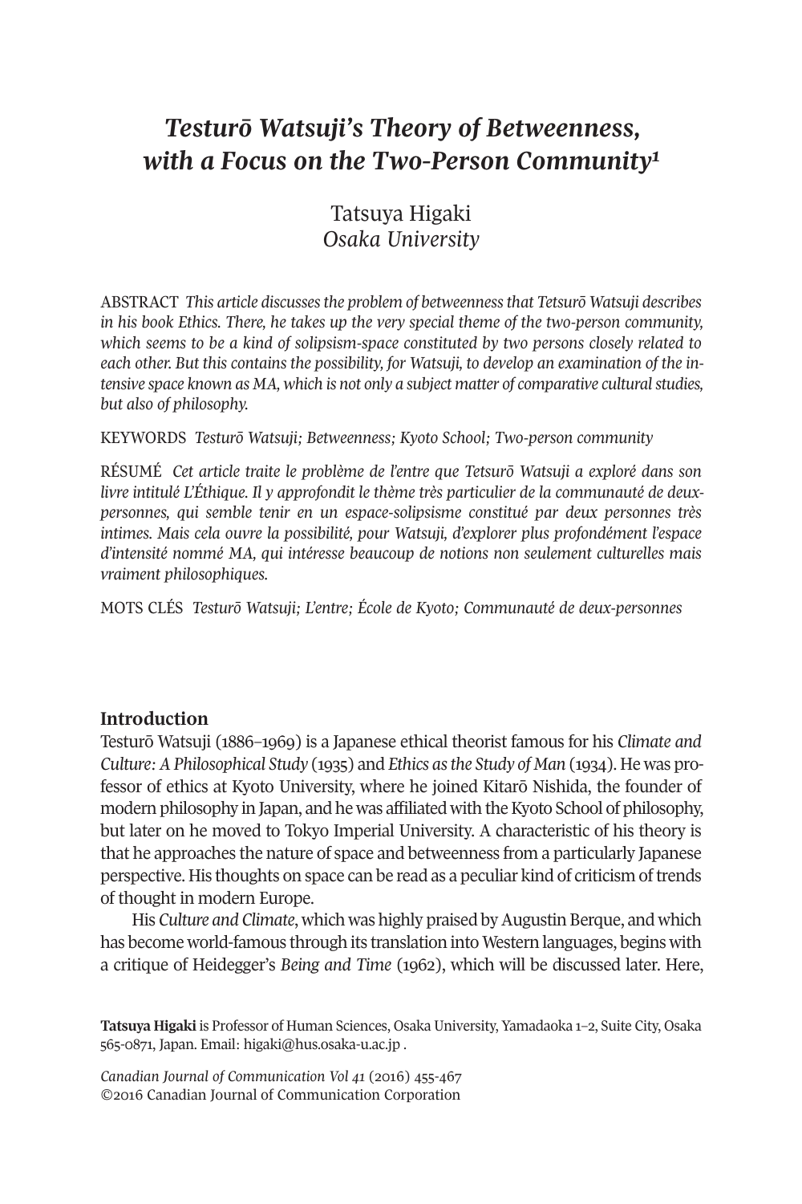# *Testurō Watsuji's Theory of Betweenness, with a Focus on the Two-Person Community*[1]

Tatsuya Higaki
*Osaka University*

ABSTRACT *This article discusses the problem of betweenness that Tetsurō Watsuji describes in his book Ethics. There, he takes up the very special theme of the two-person community, which seems to be a kind of solipsism-space constituted by two persons closely related to each other. But this contains the possibility, for Watsuji, to develop an examination of the intensive space known as MA, which is not only a subject matter of comparative cultural studies, but also of philosophy.*

KEYWORDS *Testurō Watsuji; Betweenness; Kyoto School; Two-person community*

RÉSUMÉ *Cet article traite le problème de l'entre que Tetsurō Watsuji a exploré dans son livre intitulé L'Éthique. Il y approfondit le thème très particulier de la communauté de deux-personnes, qui semble tenir en un espace-solipsisme constitué par deux personnes très intimes. Mais cela ouvre la possibilité, pour Watsuji, d'explorer plus profondément l'espace d'intensité nommé MA, qui intéresse beaucoup de notions non seulement culturelles mais vraiment philosophiques.*

MOTS CLÉS *Testurō Watsuji; L'entre; École de Kyoto; Communauté de deux-personnes*

## Introduction

Testurō Watsuji (1886–1969) is a Japanese ethical theorist famous for his *Climate and Culture: A Philosophical Study* (1935) and *Ethics as the Study of Man* (1934). He was professor of ethics at Kyoto University, where he joined Kitarō Nishida, the founder of modern philosophy in Japan, and he was affiliated with the Kyoto School of philosophy, but later on he moved to Tokyo Imperial University. A characteristic of his theory is that he approaches the nature of space and betweenness from a particularly Japanese perspective. His thoughts on space can be read as a peculiar kind of criticism of trends of thought in modern Europe.

His *Culture and Climate*, which was highly praised by Augustin Berque, and which has become world-famous through its translation into Western languages, begins with a critique of Heidegger's *Being and Time* (1962), which will be discussed later. Here,

**Tatsuya Higaki** is Professor of Human Sciences, Osaka University, Yamadaoka 1–2, Suite City, Osaka 565-0871, Japan. Email: higaki@hus.osaka-u.ac.jp .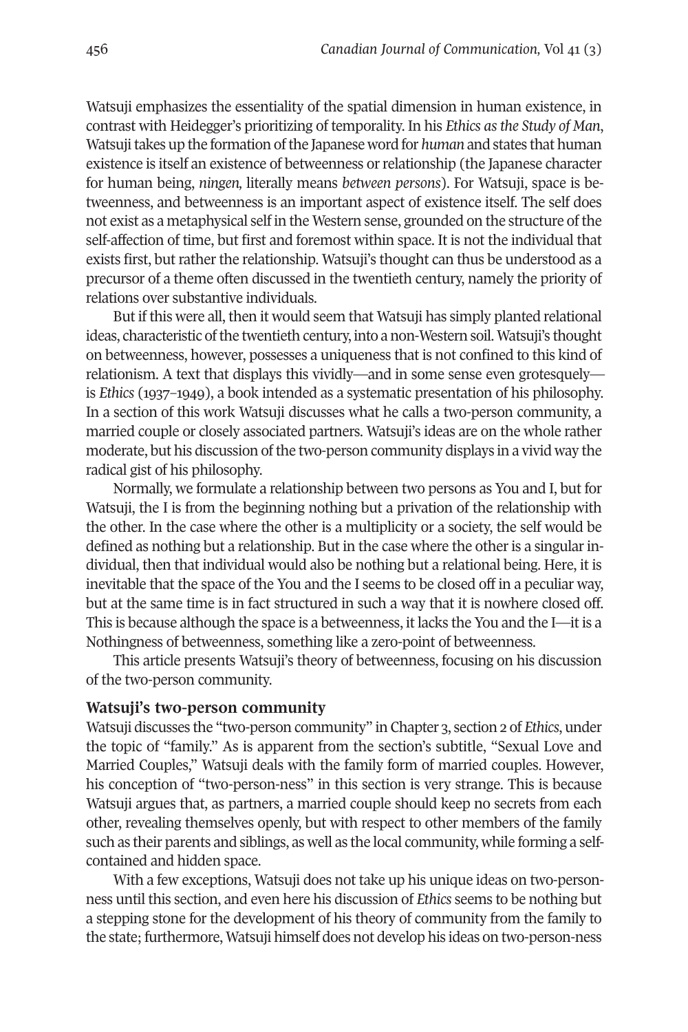Watsuji emphasizes the essentiality of the spatial dimension in human existence, in contrast with Heidegger's prioritizing of temporality. In his *Ethics as the Study of Man*, Watsuji takes up the formation of the Japanese word for *human* and states that human existence is itself an existence of betweenness or relationship (the Japanese character for human being, *ningen,* literally means *between persons*). For Watsuji, space is betweenness, and betweenness is an important aspect of existence itself. The self does not exist as a metaphysical self in the Western sense, grounded on the structure of the self-affection of time, but first and foremost within space. It is not the individual that exists first, but rather the relationship. Watsuji's thought can thus be understood as a precursor of a theme often discussed in the twentieth century, namely the priority of relations over substantive individuals.

But if this were all, then it would seem that Watsuji has simply planted relational ideas, characteristic of the twentieth century, into a non-Western soil. Watsuji's thought on betweenness, however, possesses a uniqueness that is not confined to this kind of relationism. A text that displays this vividly—and in some sense even grotesquely—is *Ethics* (1937–1949), a book intended as a systematic presentation of his philosophy. In a section of this work Watsuji discusses what he calls a two-person community, a married couple or closely associated partners. Watsuji's ideas are on the whole rather moderate, but his discussion of the two-person community displays in a vivid way the radical gist of his philosophy.

Normally, we formulate a relationship between two persons as You and I, but for Watsuji, the I is from the beginning nothing but a privation of the relationship with the other. In the case where the other is a multiplicity or a society, the self would be defined as nothing but a relationship. But in the case where the other is a singular individual, then that individual would also be nothing but a relational being. Here, it is inevitable that the space of the You and the I seems to be closed off in a peculiar way, but at the same time is in fact structured in such a way that it is nowhere closed off. This is because although the space is a betweenness, it lacks the You and the I—it is a Nothingness of betweenness, something like a zero-point of betweenness.

This article presents Watsuji's theory of betweenness, focusing on his discussion of the two-person community.

## Watsuji's two-person community

Watsuji discusses the "two-person community" in Chapter 3, section 2 of *Ethics*, under the topic of "family." As is apparent from the section's subtitle, "Sexual Love and Married Couples," Watsuji deals with the family form of married couples. However, his conception of "two-person-ness" in this section is very strange. This is because Watsuji argues that, as partners, a married couple should keep no secrets from each other, revealing themselves openly, but with respect to other members of the family such as their parents and siblings, as well as the local community, while forming a self-contained and hidden space.

With a few exceptions, Watsuji does not take up his unique ideas on two-person-ness until this section, and even here his discussion of *Ethics* seems to be nothing but a stepping stone for the development of his theory of community from the family to the state; furthermore, Watsuji himself does not develop his ideas on two-person-ness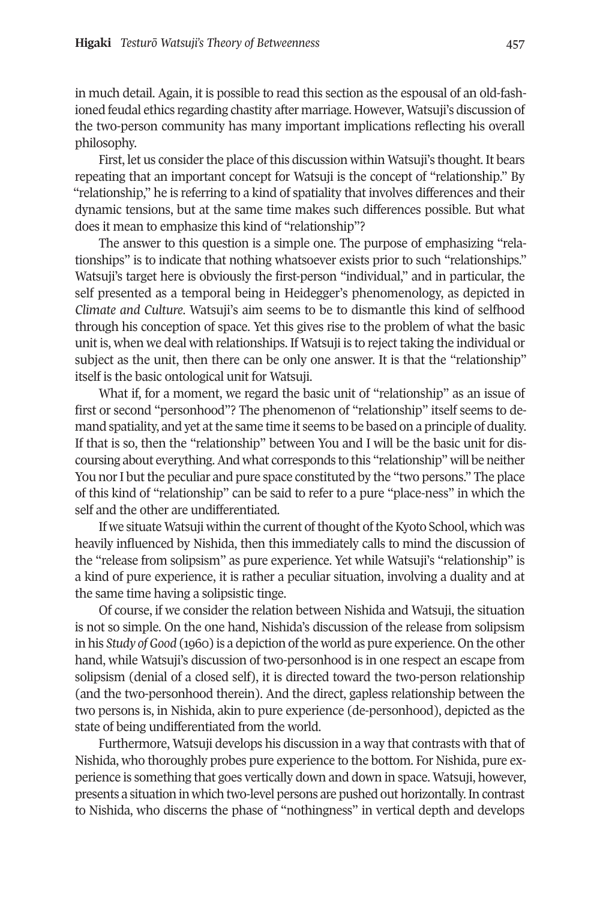in much detail. Again, it is possible to read this section as the espousal of an old-fashioned feudal ethics regarding chastity after marriage. However, Watsuji's discussion of the two-person community has many important implications reflecting his overall philosophy.

First, let us consider the place of this discussion within Watsuji's thought. It bears repeating that an important concept for Watsuji is the concept of "relationship." By "relationship," he is referring to a kind of spatiality that involves differences and their dynamic tensions, but at the same time makes such differences possible. But what does it mean to emphasize this kind of "relationship"?

The answer to this question is a simple one. The purpose of emphasizing "relationships" is to indicate that nothing whatsoever exists prior to such "relationships." Watsuji's target here is obviously the first-person "individual," and in particular, the self presented as a temporal being in Heidegger's phenomenology, as depicted in *Climate and Culture*. Watsuji's aim seems to be to dismantle this kind of selfhood through his conception of space. Yet this gives rise to the problem of what the basic unit is, when we deal with relationships. If Watsuji is to reject taking the individual or subject as the unit, then there can be only one answer. It is that the "relationship" itself is the basic ontological unit for Watsuji.

What if, for a moment, we regard the basic unit of "relationship" as an issue of first or second "personhood"? The phenomenon of "relationship" itself seems to demand spatiality, and yet at the same time it seems to be based on a principle of duality. If that is so, then the "relationship" between You and I will be the basic unit for discoursing about everything. And what corresponds to this "relationship" will be neither You nor I but the peculiar and pure space constituted by the "two persons." The place of this kind of "relationship" can be said to refer to a pure "place-ness" in which the self and the other are undifferentiated.

If we situate Watsuji within the current of thought of the Kyoto School, which was heavily influenced by Nishida, then this immediately calls to mind the discussion of the "release from solipsism" as pure experience. Yet while Watsuji's "relationship" is a kind of pure experience, it is rather a peculiar situation, involving a duality and at the same time having a solipsistic tinge.

Of course, if we consider the relation between Nishida and Watsuji, the situation is not so simple. On the one hand, Nishida's discussion of the release from solipsism in his *Study of Good* (1960) is a depiction of the world as pure experience. On the other hand, while Watsuji's discussion of two-personhood is in one respect an escape from solipsism (denial of a closed self), it is directed toward the two-person relationship (and the two-personhood therein). And the direct, gapless relationship between the two persons is, in Nishida, akin to pure experience (de-personhood), depicted as the state of being undifferentiated from the world.

Furthermore, Watsuji develops his discussion in a way that contrasts with that of Nishida, who thoroughly probes pure experience to the bottom. For Nishida, pure experience is something that goes vertically down and down in space. Watsuji, however, presents a situation in which two-level persons are pushed out horizontally. In contrast to Nishida, who discerns the phase of "nothingness" in vertical depth and develops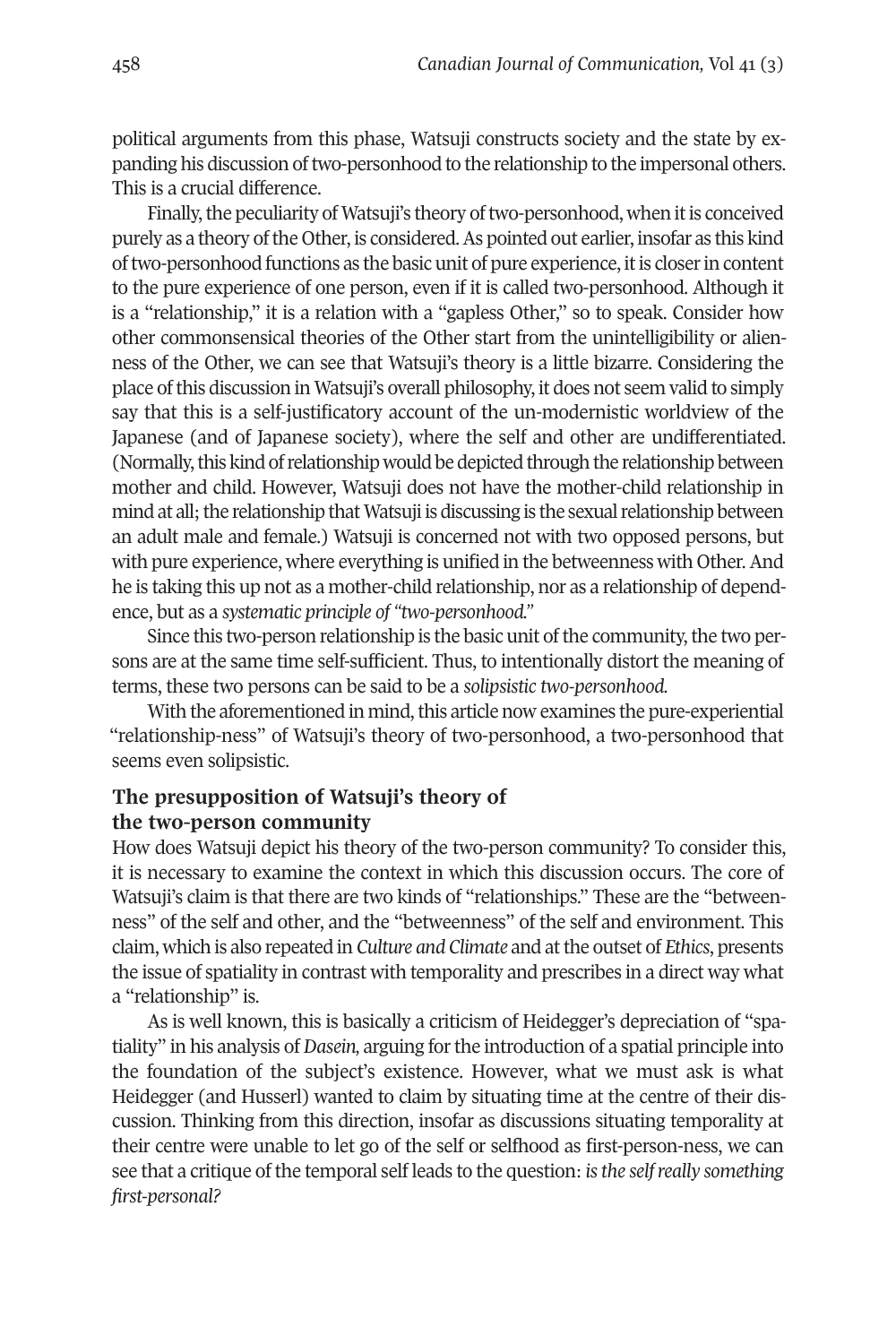political arguments from this phase, Watsuji constructs society and the state by expanding his discussion of two-personhood to the relationship to the impersonal others. This is a crucial difference.

Finally, the peculiarity of Watsuji's theory of two-personhood, when it is conceived purely as a theory of the Other, is considered. As pointed out earlier, insofar as this kind of two-personhood functions as the basic unit of pure experience, it is closer in content to the pure experience of one person, even if it is called two-personhood. Although it is a "relationship," it is a relation with a "gapless Other," so to speak. Consider how other commonsensical theories of the Other start from the unintelligibility or alienness of the Other, we can see that Watsuji's theory is a little bizarre. Considering the place of this discussion in Watsuji's overall philosophy, it does not seem valid to simply say that this is a self-justificatory account of the un-modernistic worldview of the Japanese (and of Japanese society), where the self and other are undifferentiated. (Normally, this kind of relationship would be depicted through the relationship between mother and child. However, Watsuji does not have the mother-child relationship in mind at all; the relationship that Watsuji is discussing is the sexual relationship between an adult male and female.) Watsuji is concerned not with two opposed persons, but with pure experience, where everything is unified in the betweenness with Other. And he is taking this up not as a mother-child relationship, nor as a relationship of dependence, but as a *systematic principle of "two-personhood."*

Since this two-person relationship is the basic unit of the community, the two persons are at the same time self-sufficient. Thus, to intentionally distort the meaning of terms, these two persons can be said to be a *solipsistic two-personhood.*

With the aforementioned in mind, this article now examines the pure-experiential "relationship-ness" of Watsuji's theory of two-personhood, a two-personhood that seems even solipsistic.

## The presupposition of Watsuji's theory of the two-person community

How does Watsuji depict his theory of the two-person community? To consider this, it is necessary to examine the context in which this discussion occurs. The core of Watsuji's claim is that there are two kinds of "relationships." These are the "betweenness" of the self and other, and the "betweenness" of the self and environment. This claim, which is also repeated in *Culture and Climate* and at the outset of *Ethics*, presents the issue of spatiality in contrast with temporality and prescribes in a direct way what a "relationship" is.

As is well known, this is basically a criticism of Heidegger's depreciation of "spatiality" in his analysis of *Dasein,* arguing for the introduction of a spatial principle into the foundation of the subject's existence. However, what we must ask is what Heidegger (and Husserl) wanted to claim by situating time at the centre of their discussion. Thinking from this direction, insofar as discussions situating temporality at their centre were unable to let go of the self or selfhood as first-person-ness, we can see that a critique of the temporal self leads to the question: *is the self really something first-personal?*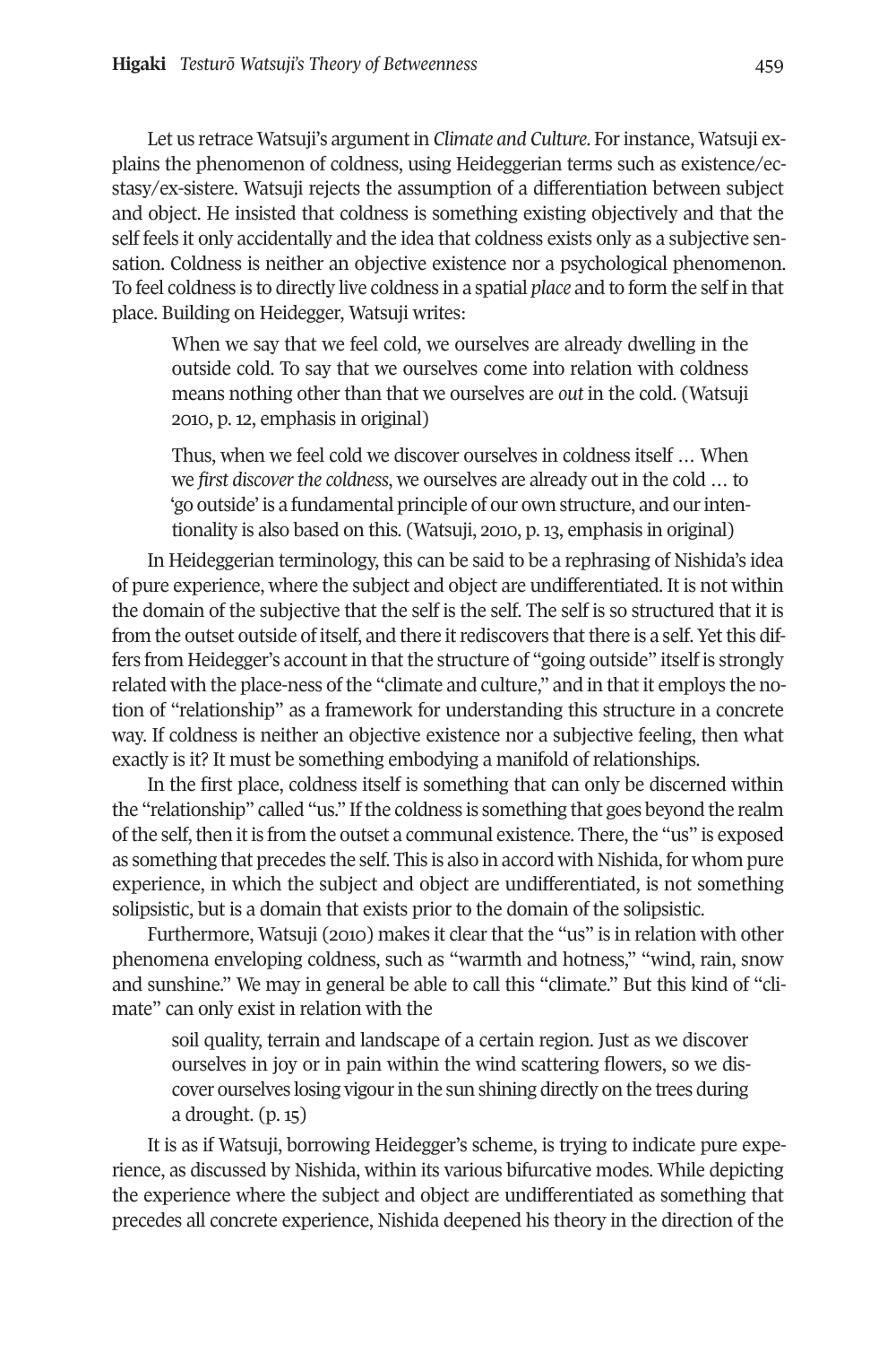Let us retrace Watsuji's argument in *Climate and Culture*. For instance, Watsuji explains the phenomenon of coldness, using Heideggerian terms such as existence/ecstasy/ex-sistere. Watsuji rejects the assumption of a differentiation between subject and object. He insisted that coldness is something existing objectively and that the self feels it only accidentally and the idea that coldness exists only as a subjective sensation. Coldness is neither an objective existence nor a psychological phenomenon. To feel coldness is to directly live coldness in a spatial *place* and to form the self in that place. Building on Heidegger, Watsuji writes:

> When we say that we feel cold, we ourselves are already dwelling in the outside cold. To say that we ourselves come into relation with coldness means nothing other than that we ourselves are *out* in the cold. (Watsuji 2010, p. 12, emphasis in original)

> Thus, when we feel cold we discover ourselves in coldness itself … When we *first discover the coldness*, we ourselves are already out in the cold … to 'go outside' is a fundamental principle of our own structure, and our intentionality is also based on this. (Watsuji, 2010, p. 13, emphasis in original)

In Heideggerian terminology, this can be said to be a rephrasing of Nishida's idea of pure experience, where the subject and object are undifferentiated. It is not within the domain of the subjective that the self is the self. The self is so structured that it is from the outset outside of itself, and there it rediscovers that there is a self. Yet this differs from Heidegger's account in that the structure of "going outside" itself is strongly related with the place-ness of the "climate and culture," and in that it employs the notion of "relationship" as a framework for understanding this structure in a concrete way. If coldness is neither an objective existence nor a subjective feeling, then what exactly is it? It must be something embodying a manifold of relationships.

In the first place, coldness itself is something that can only be discerned within the "relationship" called "us." If the coldness is something that goes beyond the realm of the self, then it is from the outset a communal existence. There, the "us" is exposed as something that precedes the self. This is also in accord with Nishida, for whom pure experience, in which the subject and object are undifferentiated, is not something solipsistic, but is a domain that exists prior to the domain of the solipsistic.

Furthermore, Watsuji (2010) makes it clear that the "us" is in relation with other phenomena enveloping coldness, such as "warmth and hotness," "wind, rain, snow and sunshine." We may in general be able to call this "climate." But this kind of "climate" can only exist in relation with the

> soil quality, terrain and landscape of a certain region. Just as we discover ourselves in joy or in pain within the wind scattering flowers, so we discover ourselves losing vigour in the sun shining directly on the trees during a drought. (p. 15)

It is as if Watsuji, borrowing Heidegger's scheme, is trying to indicate pure experience, as discussed by Nishida, within its various bifurcative modes. While depicting the experience where the subject and object are undifferentiated as something that precedes all concrete experience, Nishida deepened his theory in the direction of the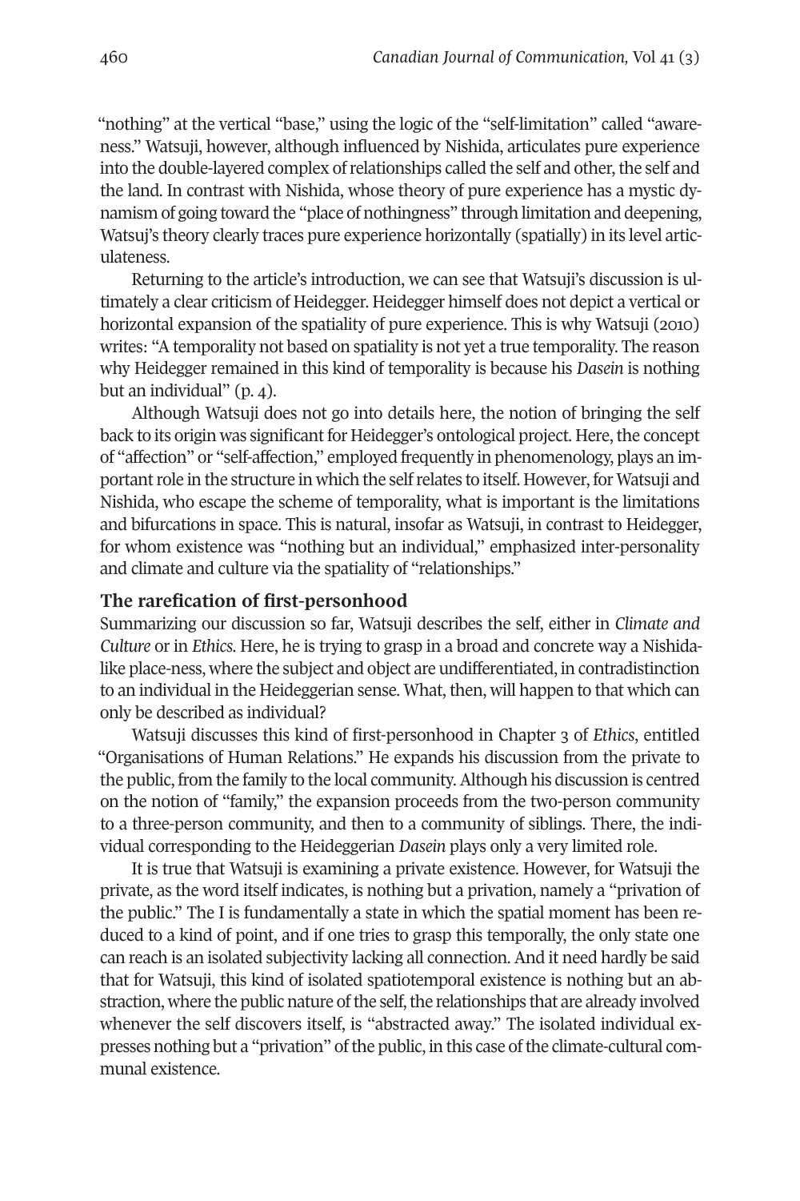"nothing" at the vertical "base," using the logic of the "self-limitation" called "awareness." Watsuji, however, although influenced by Nishida, articulates pure experience into the double-layered complex of relationships called the self and other, the self and the land. In contrast with Nishida, whose theory of pure experience has a mystic dynamism of going toward the "place of nothingness" through limitation and deepening, Watsuj's theory clearly traces pure experience horizontally (spatially) in its level articulateness.

Returning to the article's introduction, we can see that Watsuji's discussion is ultimately a clear criticism of Heidegger. Heidegger himself does not depict a vertical or horizontal expansion of the spatiality of pure experience. This is why Watsuji (2010) writes: "A temporality not based on spatiality is not yet a true temporality. The reason why Heidegger remained in this kind of temporality is because his *Dasein* is nothing but an individual" (p. 4).

Although Watsuji does not go into details here, the notion of bringing the self back to its origin was significant for Heidegger's ontological project. Here, the concept of "affection" or "self-affection," employed frequently in phenomenology, plays an important role in the structure in which the self relates to itself. However, for Watsuji and Nishida, who escape the scheme of temporality, what is important is the limitations and bifurcations in space. This is natural, insofar as Watsuji, in contrast to Heidegger, for whom existence was "nothing but an individual," emphasized inter-personality and climate and culture via the spatiality of "relationships."

## The rarefication of first-personhood

Summarizing our discussion so far, Watsuji describes the self, either in *Climate and Culture* or in *Ethics*. Here, he is trying to grasp in a broad and concrete way a Nishida-like place-ness, where the subject and object are undifferentiated, in contradistinction to an individual in the Heideggerian sense. What, then, will happen to that which can only be described as individual?

Watsuji discusses this kind of first-personhood in Chapter 3 of *Ethics*, entitled "Organisations of Human Relations." He expands his discussion from the private to the public, from the family to the local community. Although his discussion is centred on the notion of "family," the expansion proceeds from the two-person community to a three-person community, and then to a community of siblings. There, the individual corresponding to the Heideggerian *Dasein* plays only a very limited role.

It is true that Watsuji is examining a private existence. However, for Watsuji the private, as the word itself indicates, is nothing but a privation, namely a "privation of the public." The I is fundamentally a state in which the spatial moment has been reduced to a kind of point, and if one tries to grasp this temporally, the only state one can reach is an isolated subjectivity lacking all connection. And it need hardly be said that for Watsuji, this kind of isolated spatiotemporal existence is nothing but an abstraction, where the public nature of the self, the relationships that are already involved whenever the self discovers itself, is "abstracted away." The isolated individual expresses nothing but a "privation" of the public, in this case of the climate-cultural communal existence.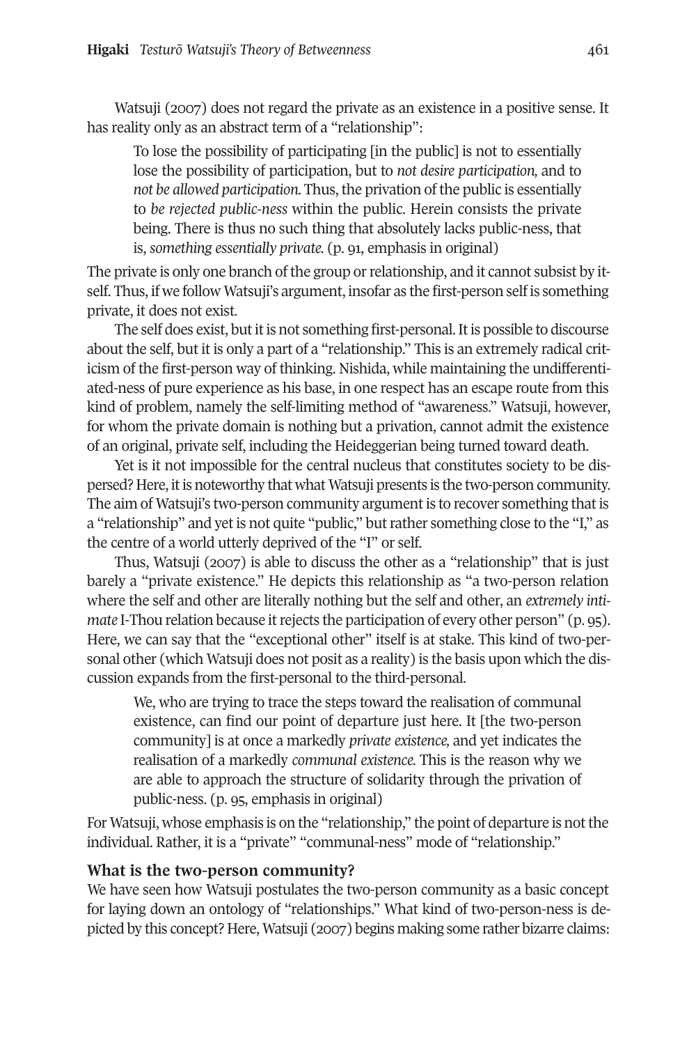Watsuji (2007) does not regard the private as an existence in a positive sense. It has reality only as an abstract term of a "relationship":

> To lose the possibility of participating [in the public] is not to essentially lose the possibility of participation, but to *not desire participation,* and to *not be allowed participation.* Thus, the privation of the public is essentially to *be rejected public-ness* within the public. Herein consists the private being. There is thus no such thing that absolutely lacks public-ness, that is, *something essentially private.* (p. 91, emphasis in original)

The private is only one branch of the group or relationship, and it cannot subsist by itself. Thus, if we follow Watsuji's argument, insofar as the first-person self is something private, it does not exist.

The self does exist, but it is not something first-personal. It is possible to discourse about the self, but it is only a part of a "relationship." This is an extremely radical criticism of the first-person way of thinking. Nishida, while maintaining the undifferentiated-ness of pure experience as his base, in one respect has an escape route from this kind of problem, namely the self-limiting method of "awareness." Watsuji, however, for whom the private domain is nothing but a privation, cannot admit the existence of an original, private self, including the Heideggerian being turned toward death.

Yet is it not impossible for the central nucleus that constitutes society to be dispersed? Here, it is noteworthy that what Watsuji presents is the two-person community. The aim of Watsuji's two-person community argument is to recover something that is a "relationship" and yet is not quite "public," but rather something close to the "I," as the centre of a world utterly deprived of the "I" or self.

Thus, Watsuji (2007) is able to discuss the other as a "relationship" that is just barely a "private existence." He depicts this relationship as "a two-person relation where the self and other are literally nothing but the self and other, an *extremely intimate* I-Thou relation because it rejects the participation of every other person" (p. 95). Here, we can say that the "exceptional other" itself is at stake. This kind of two-personal other (which Watsuji does not posit as a reality) is the basis upon which the discussion expands from the first-personal to the third-personal.

> We, who are trying to trace the steps toward the realisation of communal existence, can find our point of departure just here. It [the two-person community] is at once a markedly *private existence,* and yet indicates the realisation of a markedly *communal existence.* This is the reason why we are able to approach the structure of solidarity through the privation of public-ness. (p. 95, emphasis in original)

For Watsuji, whose emphasis is on the "relationship," the point of departure is not the individual. Rather, it is a "private" "communal-ness" mode of "relationship."

### What is the two-person community?

We have seen how Watsuji postulates the two-person community as a basic concept for laying down an ontology of "relationships." What kind of two-person-ness is depicted by this concept? Here, Watsuji (2007) begins making some rather bizarre claims: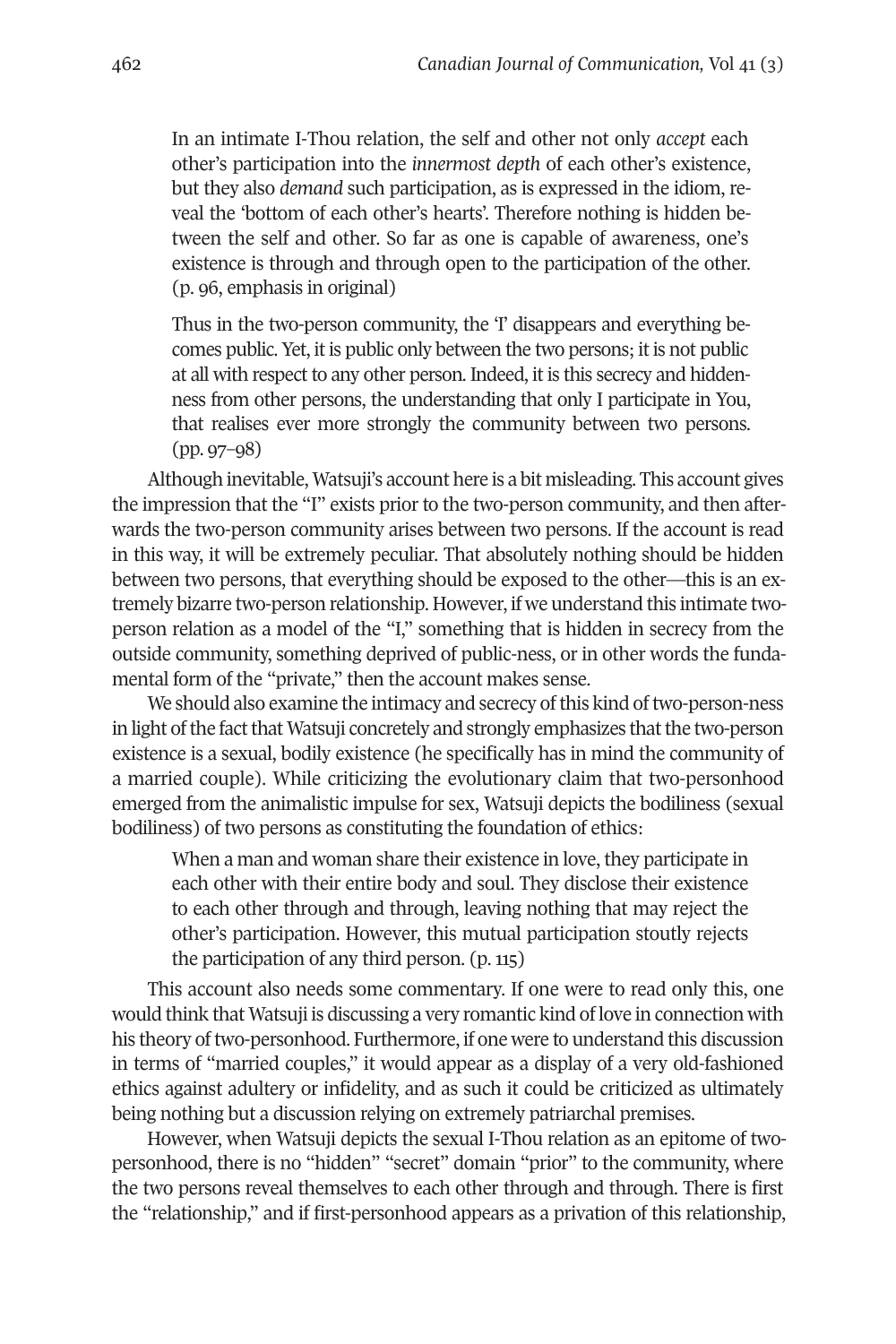> In an intimate I-Thou relation, the self and other not only *accept* each other's participation into the *innermost depth* of each other's existence, but they also *demand* such participation, as is expressed in the idiom, reveal the 'bottom of each other's hearts'. Therefore nothing is hidden between the self and other. So far as one is capable of awareness, one's existence is through and through open to the participation of the other. (p. 96, emphasis in original)

> Thus in the two-person community, the 'I' disappears and everything becomes public. Yet, it is public only between the two persons; it is not public at all with respect to any other person. Indeed, it is this secrecy and hiddenness from other persons, the understanding that only I participate in You, that realises ever more strongly the community between two persons. (pp. 97–98)

Although inevitable, Watsuji's account here is a bit misleading. This account gives the impression that the "I" exists prior to the two-person community, and then afterwards the two-person community arises between two persons. If the account is read in this way, it will be extremely peculiar. That absolutely nothing should be hidden between two persons, that everything should be exposed to the other—this is an extremely bizarre two-person relationship. However, if we understand this intimate two-person relation as a model of the "I," something that is hidden in secrecy from the outside community, something deprived of public-ness, or in other words the fundamental form of the "private," then the account makes sense.

We should also examine the intimacy and secrecy of this kind of two-person-ness in light of the fact that Watsuji concretely and strongly emphasizes that the two-person existence is a sexual, bodily existence (he specifically has in mind the community of a married couple). While criticizing the evolutionary claim that two-personhood emerged from the animalistic impulse for sex, Watsuji depicts the bodiliness (sexual bodiliness) of two persons as constituting the foundation of ethics:

> When a man and woman share their existence in love, they participate in each other with their entire body and soul. They disclose their existence to each other through and through, leaving nothing that may reject the other's participation. However, this mutual participation stoutly rejects the participation of any third person. (p. 115)

This account also needs some commentary. If one were to read only this, one would think that Watsuji is discussing a very romantic kind of love in connection with his theory of two-personhood. Furthermore, if one were to understand this discussion in terms of "married couples," it would appear as a display of a very old-fashioned ethics against adultery or infidelity, and as such it could be criticized as ultimately being nothing but a discussion relying on extremely patriarchal premises.

However, when Watsuji depicts the sexual I-Thou relation as an epitome of two-personhood, there is no "hidden" "secret" domain "prior" to the community, where the two persons reveal themselves to each other through and through. There is first the "relationship," and if first-personhood appears as a privation of this relationship,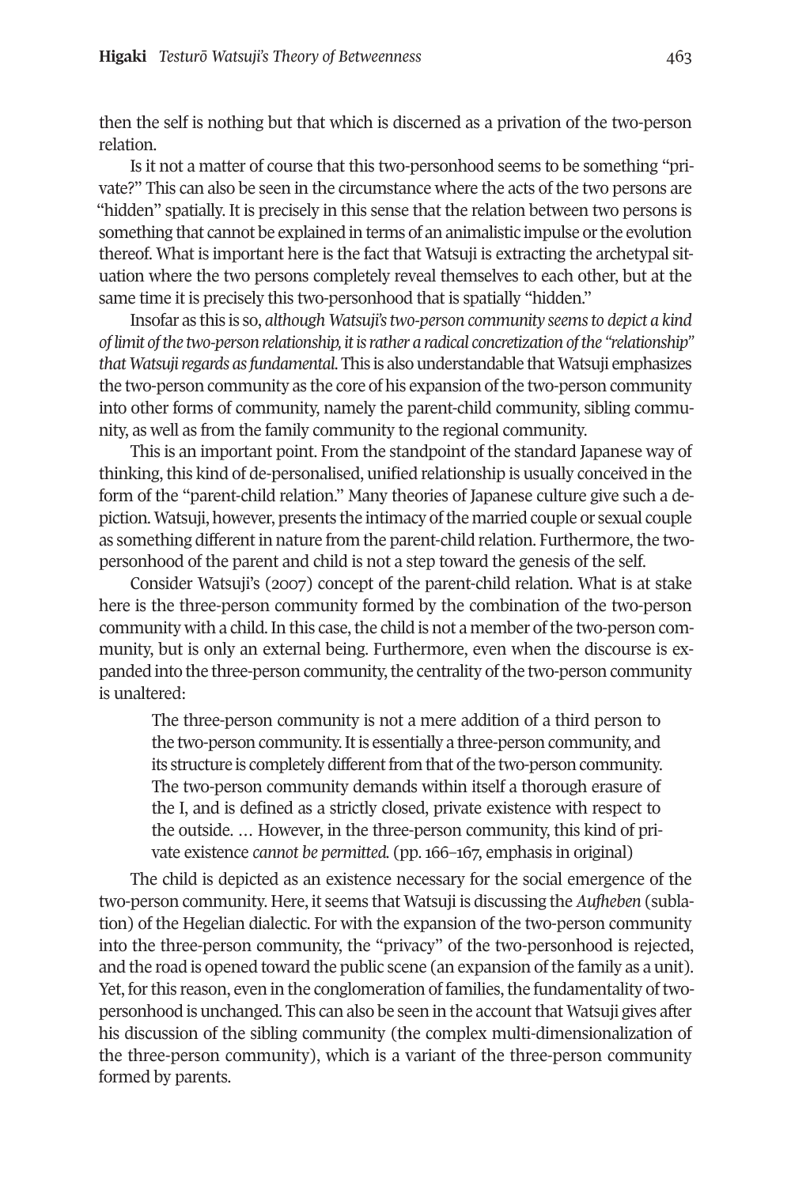then the self is nothing but that which is discerned as a privation of the two-person relation.

Is it not a matter of course that this two-personhood seems to be something "private?" This can also be seen in the circumstance where the acts of the two persons are "hidden" spatially. It is precisely in this sense that the relation between two persons is something that cannot be explained in terms of an animalistic impulse or the evolution thereof. What is important here is the fact that Watsuji is extracting the archetypal situation where the two persons completely reveal themselves to each other, but at the same time it is precisely this two-personhood that is spatially "hidden."

Insofar as this is so, *although Watsuji's two-person community seems to depict a kind of limit of the two-person relationship, it is rather a radical concretization of the "relationship" that Watsuji regards as fundamental.* This is also understandable that Watsuji emphasizes the two-person community as the core of his expansion of the two-person community into other forms of community, namely the parent-child community, sibling community, as well as from the family community to the regional community.

This is an important point. From the standpoint of the standard Japanese way of thinking, this kind of de-personalised, unified relationship is usually conceived in the form of the "parent-child relation." Many theories of Japanese culture give such a depiction. Watsuji, however, presents the intimacy of the married couple or sexual couple as something different in nature from the parent-child relation. Furthermore, the two-personhood of the parent and child is not a step toward the genesis of the self.

Consider Watsuji's (2007) concept of the parent-child relation. What is at stake here is the three-person community formed by the combination of the two-person community with a child. In this case, the child is not a member of the two-person community, but is only an external being. Furthermore, even when the discourse is expanded into the three-person community, the centrality of the two-person community is unaltered:

> The three-person community is not a mere addition of a third person to the two-person community. It is essentially a three-person community, and its structure is completely different from that of the two-person community. The two-person community demands within itself a thorough erasure of the I, and is defined as a strictly closed, private existence with respect to the outside. … However, in the three-person community, this kind of private existence *cannot be permitted.* (pp. 166–167, emphasis in original)

The child is depicted as an existence necessary for the social emergence of the two-person community. Here, it seems that Watsuji is discussing the *Aufheben* (sublation) of the Hegelian dialectic. For with the expansion of the two-person community into the three-person community, the "privacy" of the two-personhood is rejected, and the road is opened toward the public scene (an expansion of the family as a unit). Yet, for this reason, even in the conglomeration of families, the fundamentality of two-personhood is unchanged. This can also be seen in the account that Watsuji gives after his discussion of the sibling community (the complex multi-dimensionalization of the three-person community), which is a variant of the three-person community formed by parents.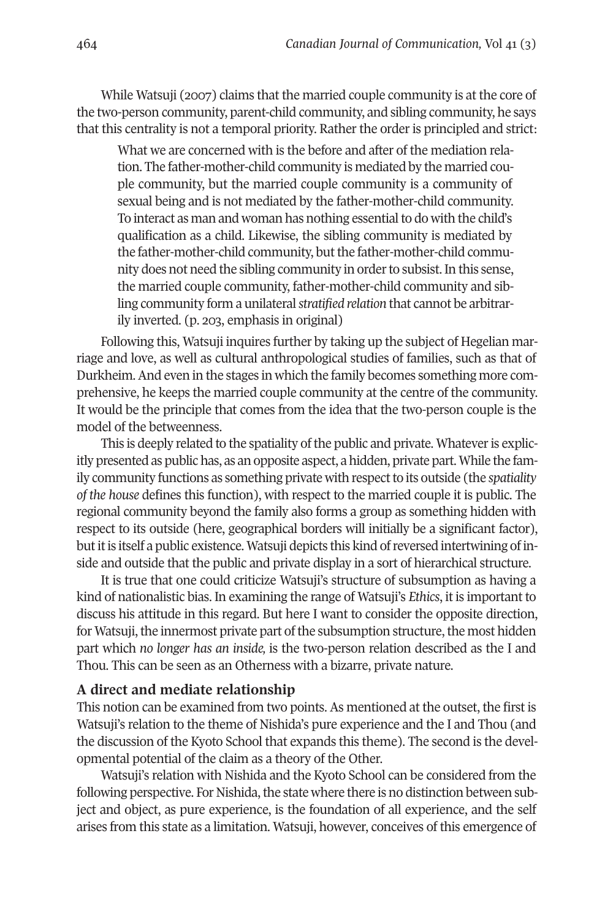While Watsuji (2007) claims that the married couple community is at the core of the two-person community, parent-child community, and sibling community, he says that this centrality is not a temporal priority. Rather the order is principled and strict:

> What we are concerned with is the before and after of the mediation relation. The father-mother-child community is mediated by the married couple community, but the married couple community is a community of sexual being and is not mediated by the father-mother-child community. To interact as man and woman has nothing essential to do with the child's qualification as a child. Likewise, the sibling community is mediated by the father-mother-child community, but the father-mother-child community does not need the sibling community in order to subsist. In this sense, the married couple community, father-mother-child community and sibling community form a unilateral *stratified relation* that cannot be arbitrarily inverted. (p. 203, emphasis in original)

Following this, Watsuji inquires further by taking up the subject of Hegelian marriage and love, as well as cultural anthropological studies of families, such as that of Durkheim. And even in the stages in which the family becomes something more comprehensive, he keeps the married couple community at the centre of the community. It would be the principle that comes from the idea that the two-person couple is the model of the betweenness.

This is deeply related to the spatiality of the public and private. Whatever is explicitly presented as public has, as an opposite aspect, a hidden, private part. While the family community functions as something private with respect to its outside (the *spatiality of the house* defines this function), with respect to the married couple it is public. The regional community beyond the family also forms a group as something hidden with respect to its outside (here, geographical borders will initially be a significant factor), but it is itself a public existence. Watsuji depicts this kind of reversed intertwining of inside and outside that the public and private display in a sort of hierarchical structure.

It is true that one could criticize Watsuji's structure of subsumption as having a kind of nationalistic bias. In examining the range of Watsuji's *Ethics*, it is important to discuss his attitude in this regard. But here I want to consider the opposite direction, for Watsuji, the innermost private part of the subsumption structure, the most hidden part which *no longer has an inside,* is the two-person relation described as the I and Thou. This can be seen as an Otherness with a bizarre, private nature.

### A direct and mediate relationship

This notion can be examined from two points. As mentioned at the outset, the first is Watsuji's relation to the theme of Nishida's pure experience and the I and Thou (and the discussion of the Kyoto School that expands this theme). The second is the developmental potential of the claim as a theory of the Other.

Watsuji's relation with Nishida and the Kyoto School can be considered from the following perspective. For Nishida, the state where there is no distinction between subject and object, as pure experience, is the foundation of all experience, and the self arises from this state as a limitation. Watsuji, however, conceives of this emergence of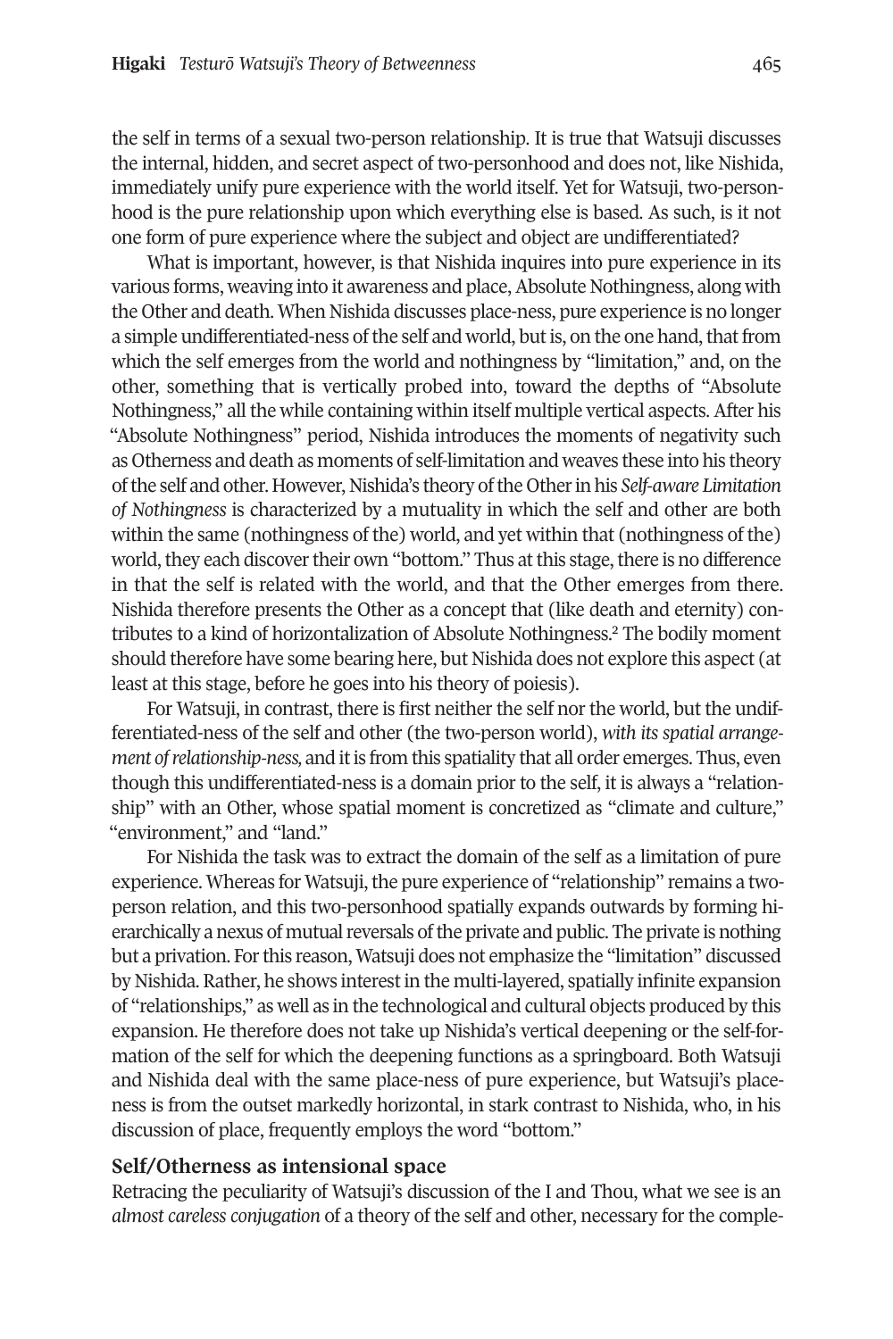the self in terms of a sexual two-person relationship. It is true that Watsuji discusses the internal, hidden, and secret aspect of two-personhood and does not, like Nishida, immediately unify pure experience with the world itself. Yet for Watsuji, two-personhood is the pure relationship upon which everything else is based. As such, is it not one form of pure experience where the subject and object are undifferentiated?

What is important, however, is that Nishida inquires into pure experience in its various forms, weaving into it awareness and place, Absolute Nothingness, along with the Other and death. When Nishida discusses place-ness, pure experience is no longer a simple undifferentiated-ness of the self and world, but is, on the one hand, that from which the self emerges from the world and nothingness by "limitation," and, on the other, something that is vertically probed into, toward the depths of "Absolute Nothingness," all the while containing within itself multiple vertical aspects. After his "Absolute Nothingness" period, Nishida introduces the moments of negativity such as Otherness and death as moments of self-limitation and weaves these into his theory of the self and other. However, Nishida's theory of the Other in his *Self-aware Limitation of Nothingness* is characterized by a mutuality in which the self and other are both within the same (nothingness of the) world, and yet within that (nothingness of the) world, they each discover their own "bottom." Thus at this stage, there is no difference in that the self is related with the world, and that the Other emerges from there. Nishida therefore presents the Other as a concept that (like death and eternity) contributes to a kind of horizontalization of Absolute Nothingness.[2] The bodily moment should therefore have some bearing here, but Nishida does not explore this aspect (at least at this stage, before he goes into his theory of poiesis).

For Watsuji, in contrast, there is first neither the self nor the world, but the undifferentiated-ness of the self and other (the two-person world), *with its spatial arrangement of relationship-ness,* and it is from this spatiality that all order emerges. Thus, even though this undifferentiated-ness is a domain prior to the self, it is always a "relationship" with an Other, whose spatial moment is concretized as "climate and culture," "environment," and "land."

For Nishida the task was to extract the domain of the self as a limitation of pure experience. Whereas for Watsuji, the pure experience of "relationship" remains a two-person relation, and this two-personhood spatially expands outwards by forming hierarchically a nexus of mutual reversals of the private and public. The private is nothing but a privation. For this reason, Watsuji does not emphasize the "limitation" discussed by Nishida. Rather, he shows interest in the multi-layered, spatially infinite expansion of "relationships," as well as in the technological and cultural objects produced by this expansion. He therefore does not take up Nishida's vertical deepening or the self-formation of the self for which the deepening functions as a springboard. Both Watsuji and Nishida deal with the same place-ness of pure experience, but Watsuji's place-ness is from the outset markedly horizontal, in stark contrast to Nishida, who, in his discussion of place, frequently employs the word "bottom."

## Self/Otherness as intensional space

Retracing the peculiarity of Watsuji's discussion of the I and Thou, what we see is an *almost careless conjugation* of a theory of the self and other, necessary for the comple-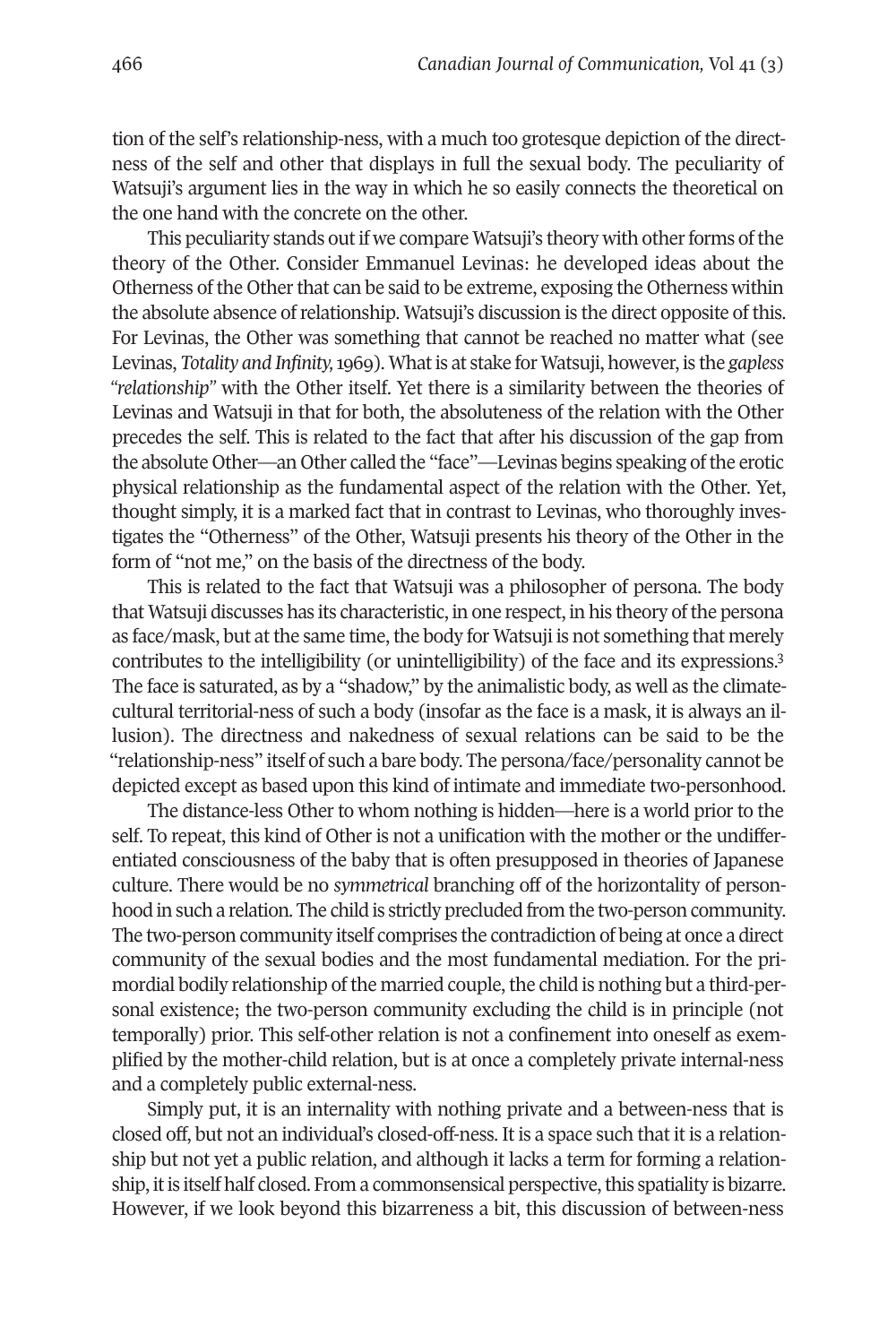tion of the self's relationship-ness, with a much too grotesque depiction of the directness of the self and other that displays in full the sexual body. The peculiarity of Watsuji's argument lies in the way in which he so easily connects the theoretical on the one hand with the concrete on the other.

This peculiarity stands out if we compare Watsuji's theory with other forms of the theory of the Other. Consider Emmanuel Levinas: he developed ideas about the Otherness of the Other that can be said to be extreme, exposing the Otherness within the absolute absence of relationship. Watsuji's discussion is the direct opposite of this. For Levinas, the Other was something that cannot be reached no matter what (see Levinas, *Totality and Infinity,* 1969). What is at stake for Watsuji, however, is the *gapless "relationship"* with the Other itself. Yet there is a similarity between the theories of Levinas and Watsuji in that for both, the absoluteness of the relation with the Other precedes the self. This is related to the fact that after his discussion of the gap from the absolute Other—an Other called the "face"—Levinas begins speaking of the erotic physical relationship as the fundamental aspect of the relation with the Other. Yet, thought simply, it is a marked fact that in contrast to Levinas, who thoroughly investigates the "Otherness" of the Other, Watsuji presents his theory of the Other in the form of "not me," on the basis of the directness of the body.

This is related to the fact that Watsuji was a philosopher of persona. The body that Watsuji discusses has its characteristic, in one respect, in his theory of the persona as face/mask, but at the same time, the body for Watsuji is not something that merely contributes to the intelligibility (or unintelligibility) of the face and its expressions.[3] The face is saturated, as by a "shadow," by the animalistic body, as well as the climate-cultural territorial-ness of such a body (insofar as the face is a mask, it is always an illusion). The directness and nakedness of sexual relations can be said to be the "relationship-ness" itself of such a bare body. The persona/face/personality cannot be depicted except as based upon this kind of intimate and immediate two-personhood.

The distance-less Other to whom nothing is hidden—here is a world prior to the self. To repeat, this kind of Other is not a unification with the mother or the undifferentiated consciousness of the baby that is often presupposed in theories of Japanese culture. There would be no *symmetrical* branching off of the horizontality of personhood in such a relation. The child is strictly precluded from the two-person community. The two-person community itself comprises the contradiction of being at once a direct community of the sexual bodies and the most fundamental mediation. For the primordial bodily relationship of the married couple, the child is nothing but a third-personal existence; the two-person community excluding the child is in principle (not temporally) prior. This self-other relation is not a confinement into oneself as exemplified by the mother-child relation, but is at once a completely private internal-ness and a completely public external-ness.

Simply put, it is an internality with nothing private and a between-ness that is closed off, but not an individual's closed-off-ness. It is a space such that it is a relationship but not yet a public relation, and although it lacks a term for forming a relationship, it is itself half closed. From a commonsensical perspective, this spatiality is bizarre. However, if we look beyond this bizarreness a bit, this discussion of between-ness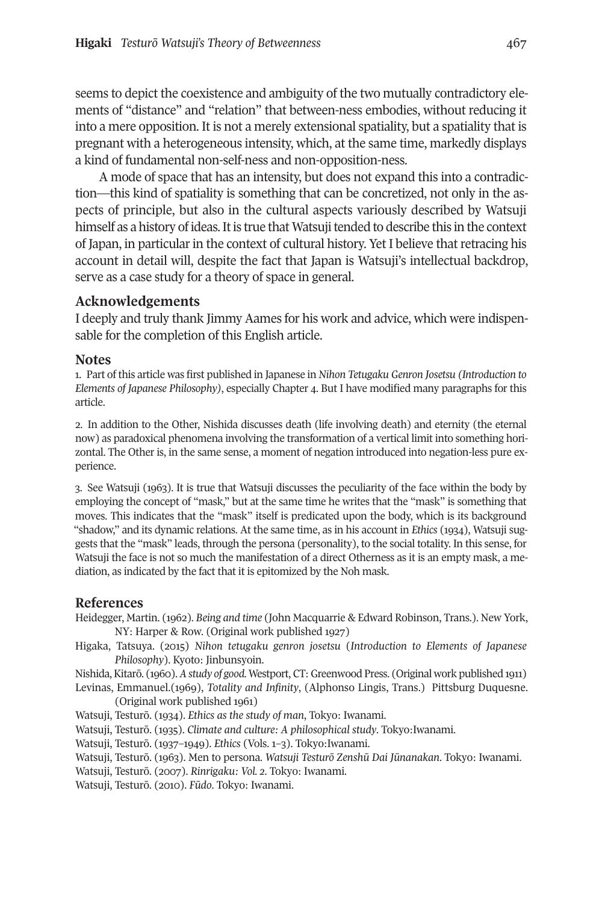seems to depict the coexistence and ambiguity of the two mutually contradictory elements of "distance" and "relation" that between-ness embodies, without reducing it into a mere opposition. It is not a merely extensional spatiality, but a spatiality that is pregnant with a heterogeneous intensity, which, at the same time, markedly displays a kind of fundamental non-self-ness and non-opposition-ness.

A mode of space that has an intensity, but does not expand this into a contradiction—this kind of spatiality is something that can be concretized, not only in the aspects of principle, but also in the cultural aspects variously described by Watsuji himself as a history of ideas. It is true that Watsuji tended to describe this in the context of Japan, in particular in the context of cultural history. Yet I believe that retracing his account in detail will, despite the fact that Japan is Watsuji's intellectual backdrop, serve as a case study for a theory of space in general.

## Acknowledgements

I deeply and truly thank Jimmy Aames for his work and advice, which were indispensable for the completion of this English article.

## Notes

1. Part of this article was first published in Japanese in *Nihon Tetugaku Genron Josetsu (Introduction to Elements of Japanese Philosophy)*, especially Chapter 4. But I have modified many paragraphs for this article.

2. In addition to the Other, Nishida discusses death (life involving death) and eternity (the eternal now) as paradoxical phenomena involving the transformation of a vertical limit into something horizontal. The Other is, in the same sense, a moment of negation introduced into negation-less pure experience.

3. See Watsuji (1963). It is true that Watsuji discusses the peculiarity of the face within the body by employing the concept of "mask," but at the same time he writes that the "mask" is something that moves. This indicates that the "mask" itself is predicated upon the body, which is its background "shadow," and its dynamic relations. At the same time, as in his account in *Ethics* (1934), Watsuji suggests that the "mask" leads, through the persona (personality), to the social totality. In this sense, for Watsuji the face is not so much the manifestation of a direct Otherness as it is an empty mask, a mediation, as indicated by the fact that it is epitomized by the Noh mask.

## References

Heidegger, Martin. (1962). *Being and time* (John Macquarrie & Edward Robinson, Trans.). New York, NY: Harper & Row. (Original work published 1927)

Higaka, Tatsuya. (2015) *Nihon tetugaku genron josetsu* (*Introduction to Elements of Japanese Philosophy*). Kyoto: Jinbunsyoin.

Nishida, Kitarō. (1960). *A study of good.* Westport, CT: Greenwood Press. (Original work published 1911)

Levinas, Emmanuel.(1969), *Totality and Infinity*, (Alphonso Lingis, Trans.) Pittsburg Duquesne. (Original work published 1961)

Watsuji, Testurō. (1934). *Ethics as the study of man*, Tokyo: Iwanami.

Watsuji, Testurō. (1935). *Climate and culture: A philosophical study*. Tokyo:Iwanami.

Watsuji, Testurō. (1937–1949). *Ethics* (Vols. 1–3). Tokyo:Iwanami.

Watsuji, Testurō. (1963). Men to persona. *Watsuji Testurō Zenshū Dai Jūnanakan*. Tokyo: Iwanami.

Watsuji, Testurō. (2007). *Rinrigaku: Vol. 2*. Tokyo: Iwanami.

Watsuji, Testurō. (2010). *Fūdo*. Tokyo: Iwanami.